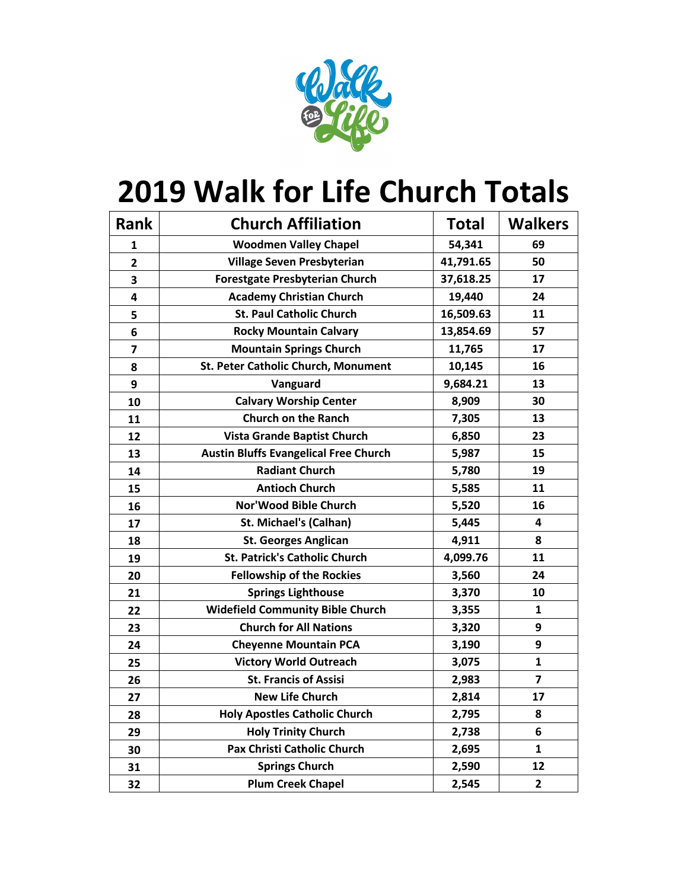# 2019 Walk for Life Church Totals

| Rank | Church Affiliation | Total | Walkers |
|---|---|---|---|
| 1 | Woodmen Valley Chapel | 54,341 | 69 |
| 2 | Village Seven Presbyterian | 41,791.65 | 50 |
| 3 | Forestgate Presbyterian Church | 37,618.25 | 17 |
| 4 | Academy Christian Church | 19,440 | 24 |
| 5 | St. Paul Catholic Church | 16,509.63 | 11 |
| 6 | Rocky Mountain Calvary | 13,854.69 | 57 |
| 7 | Mountain Springs Church | 11,765 | 17 |
| 8 | St. Peter Catholic Church, Monument | 10,145 | 16 |
| 9 | Vanguard | 9,684.21 | 13 |
| 10 | Calvary Worship Center | 8,909 | 30 |
| 11 | Church on the Ranch | 7,305 | 13 |
| 12 | Vista Grande Baptist Church | 6,850 | 23 |
| 13 | Austin Bluffs Evangelical Free Church | 5,987 | 15 |
| 14 | Radiant Church | 5,780 | 19 |
| 15 | Antioch Church | 5,585 | 11 |
| 16 | Nor'Wood Bible Church | 5,520 | 16 |
| 17 | St. Michael's (Calhan) | 5,445 | 4 |
| 18 | St. Georges Anglican | 4,911 | 8 |
| 19 | St. Patrick's Catholic Church | 4,099.76 | 11 |
| 20 | Fellowship of the Rockies | 3,560 | 24 |
| 21 | Springs Lighthouse | 3,370 | 10 |
| 22 | Widefield Community Bible Church | 3,355 | 1 |
| 23 | Church for All Nations | 3,320 | 9 |
| 24 | Cheyenne Mountain PCA | 3,190 | 9 |
| 25 | Victory World Outreach | 3,075 | 1 |
| 26 | St. Francis of Assisi | 2,983 | 7 |
| 27 | New Life Church | 2,814 | 17 |
| 28 | Holy Apostles Catholic Church | 2,795 | 8 |
| 29 | Holy Trinity Church | 2,738 | 6 |
| 30 | Pax Christi Catholic Church | 2,695 | 1 |
| 31 | Springs Church | 2,590 | 12 |
| 32 | Plum Creek Chapel | 2,545 | 2 |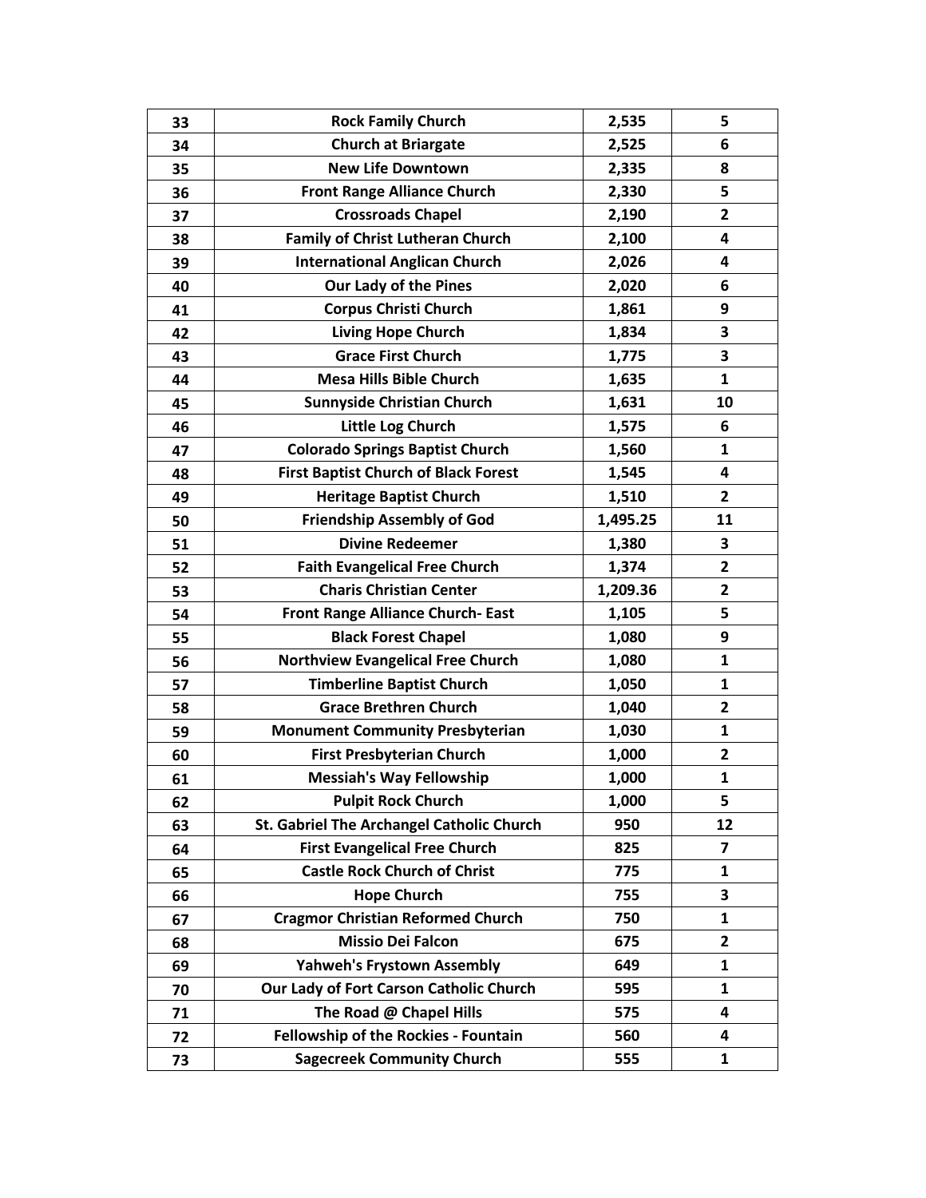| 33 | Rock Family Church | 2,535 | 5 |
|---|---|---|---|
| 34 | Church at Briargate | 2,525 | 6 |
| 35 | New Life Downtown | 2,335 | 8 |
| 36 | Front Range Alliance Church | 2,330 | 5 |
| 37 | Crossroads Chapel | 2,190 | 2 |
| 38 | Family of Christ Lutheran Church | 2,100 | 4 |
| 39 | International Anglican Church | 2,026 | 4 |
| 40 | Our Lady of the Pines | 2,020 | 6 |
| 41 | Corpus Christi Church | 1,861 | 9 |
| 42 | Living Hope Church | 1,834 | 3 |
| 43 | Grace First Church | 1,775 | 3 |
| 44 | Mesa Hills Bible Church | 1,635 | 1 |
| 45 | Sunnyside Christian Church | 1,631 | 10 |
| 46 | Little Log Church | 1,575 | 6 |
| 47 | Colorado Springs Baptist Church | 1,560 | 1 |
| 48 | First Baptist Church of Black Forest | 1,545 | 4 |
| 49 | Heritage Baptist Church | 1,510 | 2 |
| 50 | Friendship Assembly of God | 1,495.25 | 11 |
| 51 | Divine Redeemer | 1,380 | 3 |
| 52 | Faith Evangelical Free Church | 1,374 | 2 |
| 53 | Charis Christian Center | 1,209.36 | 2 |
| 54 | Front Range Alliance Church- East | 1,105 | 5 |
| 55 | Black Forest Chapel | 1,080 | 9 |
| 56 | Northview Evangelical Free Church | 1,080 | 1 |
| 57 | Timberline Baptist Church | 1,050 | 1 |
| 58 | Grace Brethren Church | 1,040 | 2 |
| 59 | Monument Community Presbyterian | 1,030 | 1 |
| 60 | First Presbyterian Church | 1,000 | 2 |
| 61 | Messiah's Way Fellowship | 1,000 | 1 |
| 62 | Pulpit Rock Church | 1,000 | 5 |
| 63 | St. Gabriel The Archangel Catholic Church | 950 | 12 |
| 64 | First Evangelical Free Church | 825 | 7 |
| 65 | Castle Rock Church of Christ | 775 | 1 |
| 66 | Hope Church | 755 | 3 |
| 67 | Cragmor Christian Reformed Church | 750 | 1 |
| 68 | Missio Dei Falcon | 675 | 2 |
| 69 | Yahweh's Frystown Assembly | 649 | 1 |
| 70 | Our Lady of Fort Carson Catholic Church | 595 | 1 |
| 71 | The Road @ Chapel Hills | 575 | 4 |
| 72 | Fellowship of the Rockies - Fountain | 560 | 4 |
| 73 | Sagecreek Community Church | 555 | 1 |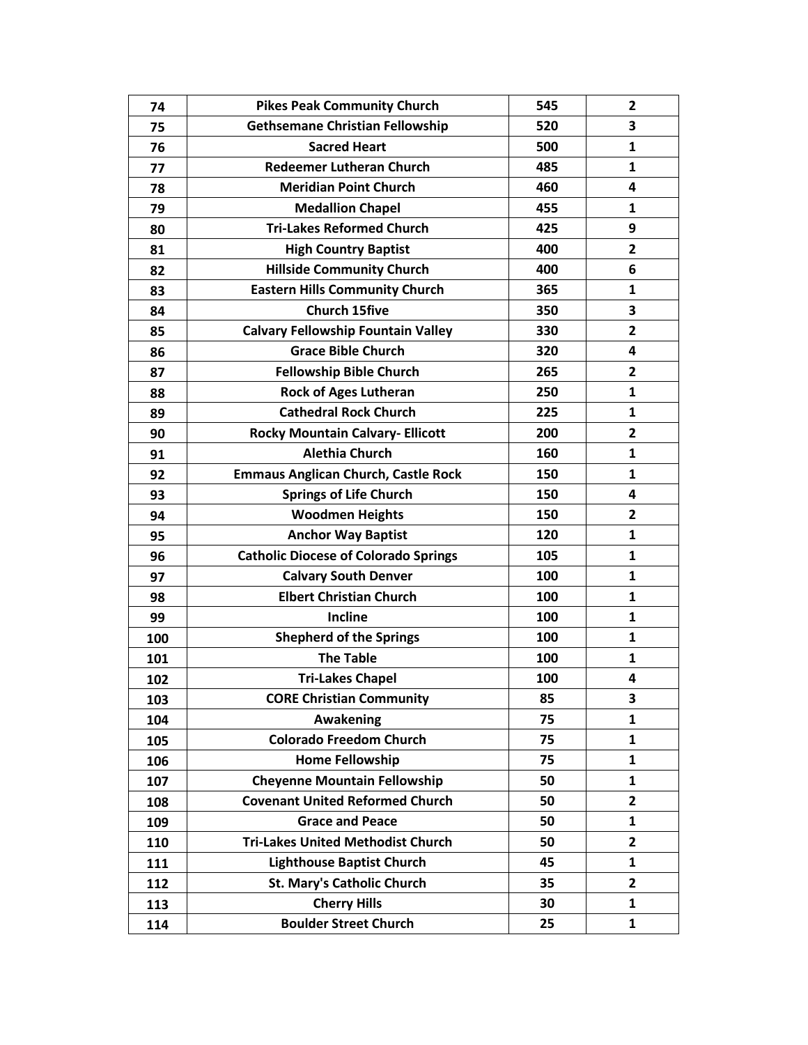| 74 | Pikes Peak Community Church | 545 | 2 |
|---|---|---|---|
| 75 | Gethsemane Christian Fellowship | 520 | 3 |
| 76 | Sacred Heart | 500 | 1 |
| 77 | Redeemer Lutheran Church | 485 | 1 |
| 78 | Meridian Point Church | 460 | 4 |
| 79 | Medallion Chapel | 455 | 1 |
| 80 | Tri-Lakes Reformed Church | 425 | 9 |
| 81 | High Country Baptist | 400 | 2 |
| 82 | Hillside Community Church | 400 | 6 |
| 83 | Eastern Hills Community Church | 365 | 1 |
| 84 | Church 15five | 350 | 3 |
| 85 | Calvary Fellowship Fountain Valley | 330 | 2 |
| 86 | Grace Bible Church | 320 | 4 |
| 87 | Fellowship Bible Church | 265 | 2 |
| 88 | Rock of Ages Lutheran | 250 | 1 |
| 89 | Cathedral Rock Church | 225 | 1 |
| 90 | Rocky Mountain Calvary- Ellicott | 200 | 2 |
| 91 | Alethia Church | 160 | 1 |
| 92 | Emmaus Anglican Church, Castle Rock | 150 | 1 |
| 93 | Springs of Life Church | 150 | 4 |
| 94 | Woodmen Heights | 150 | 2 |
| 95 | Anchor Way Baptist | 120 | 1 |
| 96 | Catholic Diocese of Colorado Springs | 105 | 1 |
| 97 | Calvary South Denver | 100 | 1 |
| 98 | Elbert Christian Church | 100 | 1 |
| 99 | Incline | 100 | 1 |
| 100 | Shepherd of the Springs | 100 | 1 |
| 101 | The Table | 100 | 1 |
| 102 | Tri-Lakes Chapel | 100 | 4 |
| 103 | CORE Christian Community | 85 | 3 |
| 104 | Awakening | 75 | 1 |
| 105 | Colorado Freedom Church | 75 | 1 |
| 106 | Home Fellowship | 75 | 1 |
| 107 | Cheyenne Mountain Fellowship | 50 | 1 |
| 108 | Covenant United Reformed Church | 50 | 2 |
| 109 | Grace and Peace | 50 | 1 |
| 110 | Tri-Lakes United Methodist Church | 50 | 2 |
| 111 | Lighthouse Baptist Church | 45 | 1 |
| 112 | St. Mary's Catholic Church | 35 | 2 |
| 113 | Cherry Hills | 30 | 1 |
| 114 | Boulder Street Church | 25 | 1 |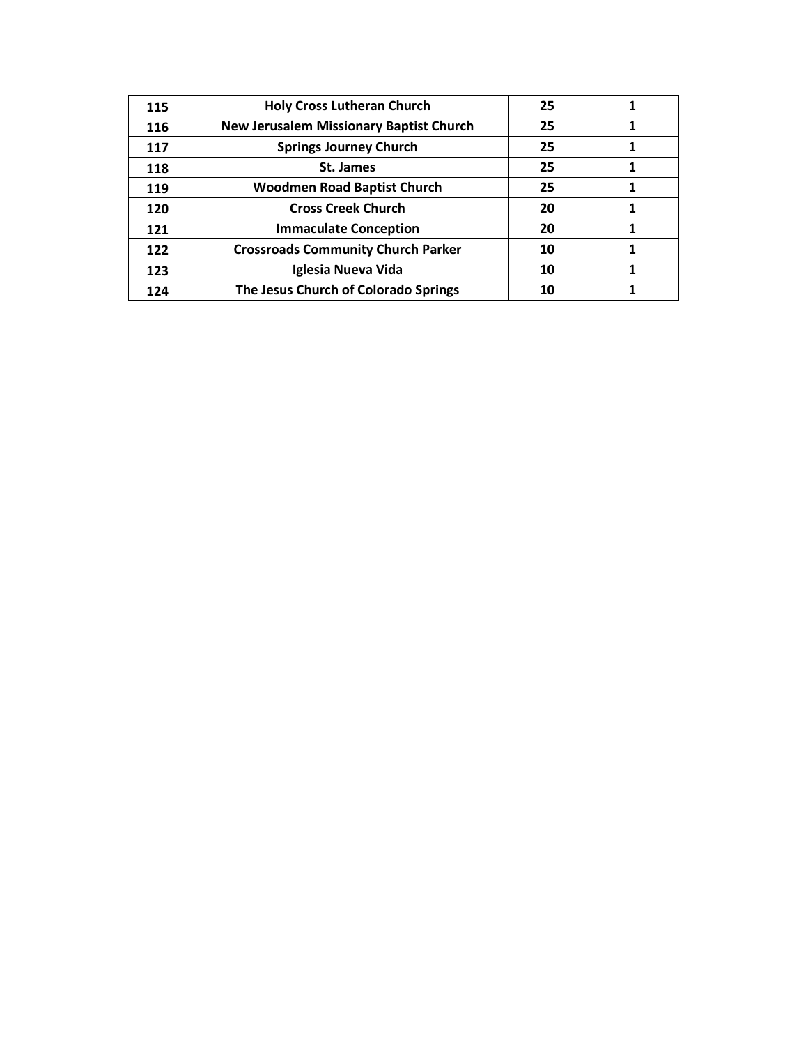| | | | |
|---|---|---|---|
| **115** | **Holy Cross Lutheran Church** | **25** | **1** |
| **116** | **New Jerusalem Missionary Baptist Church** | **25** | **1** |
| **117** | **Springs Journey Church** | **25** | **1** |
| **118** | **St. James** | **25** | **1** |
| **119** | **Woodmen Road Baptist Church** | **25** | **1** |
| **120** | **Cross Creek Church** | **20** | **1** |
| **121** | **Immaculate Conception** | **20** | **1** |
| **122** | **Crossroads Community Church Parker** | **10** | **1** |
| **123** | **Iglesia Nueva Vida** | **10** | **1** |
| **124** | **The Jesus Church of Colorado Springs** | **10** | **1** |